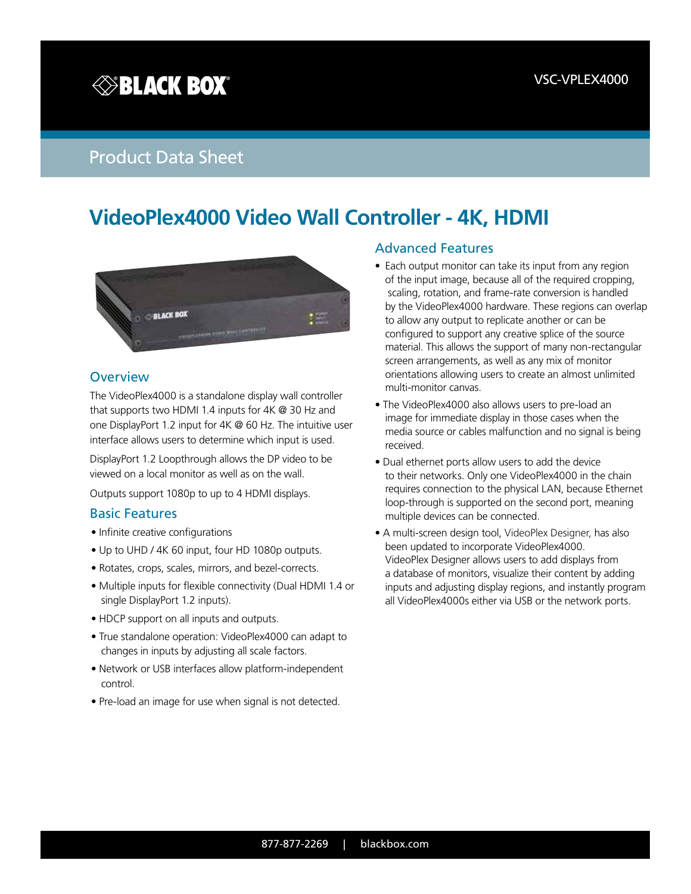VSC-VPLEX4000

Product Data Sheet

# VideoPlex4000 Video Wall Controller - 4K, HDMI

## Overview

The VideoPlex4000 is a standalone display wall controller that supports two HDMI 1.4 inputs for 4K @ 30 Hz and one DisplayPort 1.2 input for 4K @ 60 Hz. The intuitive user interface allows users to determine which input is used.

DisplayPort 1.2 Loopthrough allows the DP video to be viewed on a local monitor as well as on the wall.

Outputs support 1080p to up to 4 HDMI displays.

## Basic Features

- Infinite creative configurations
- Up to UHD / 4K 60 input, four HD 1080p outputs.
- Rotates, crops, scales, mirrors, and bezel-corrects.
- Multiple inputs for flexible connectivity (Dual HDMI 1.4 or single DisplayPort 1.2 inputs).
- HDCP support on all inputs and outputs.
- True standalone operation: VideoPlex4000 can adapt to changes in inputs by adjusting all scale factors.
- Network or USB interfaces allow platform-independent control.
- Pre-load an image for use when signal is not detected.

## Advanced Features

- Each output monitor can take its input from any region of the input image, because all of the required cropping, scaling, rotation, and frame-rate conversion is handled by the VideoPlex4000 hardware. These regions can overlap to allow any output to replicate another or can be configured to support any creative splice of the source material. This allows the support of many non-rectangular screen arrangements, as well as any mix of monitor orientations allowing users to create an almost unlimited multi-monitor canvas.
- The VideoPlex4000 also allows users to pre-load an image for immediate display in those cases when the media source or cables malfunction and no signal is being received.
- Dual ethernet ports allow users to add the device to their networks. Only one VideoPlex4000 in the chain requires connection to the physical LAN, because Ethernet loop-through is supported on the second port, meaning multiple devices can be connected.
- A multi-screen design tool, VideoPlex Designer, has also been updated to incorporate VideoPlex4000. VideoPlex Designer allows users to add displays from a database of monitors, visualize their content by adding inputs and adjusting display regions, and instantly program all VideoPlex4000s either via USB or the network ports.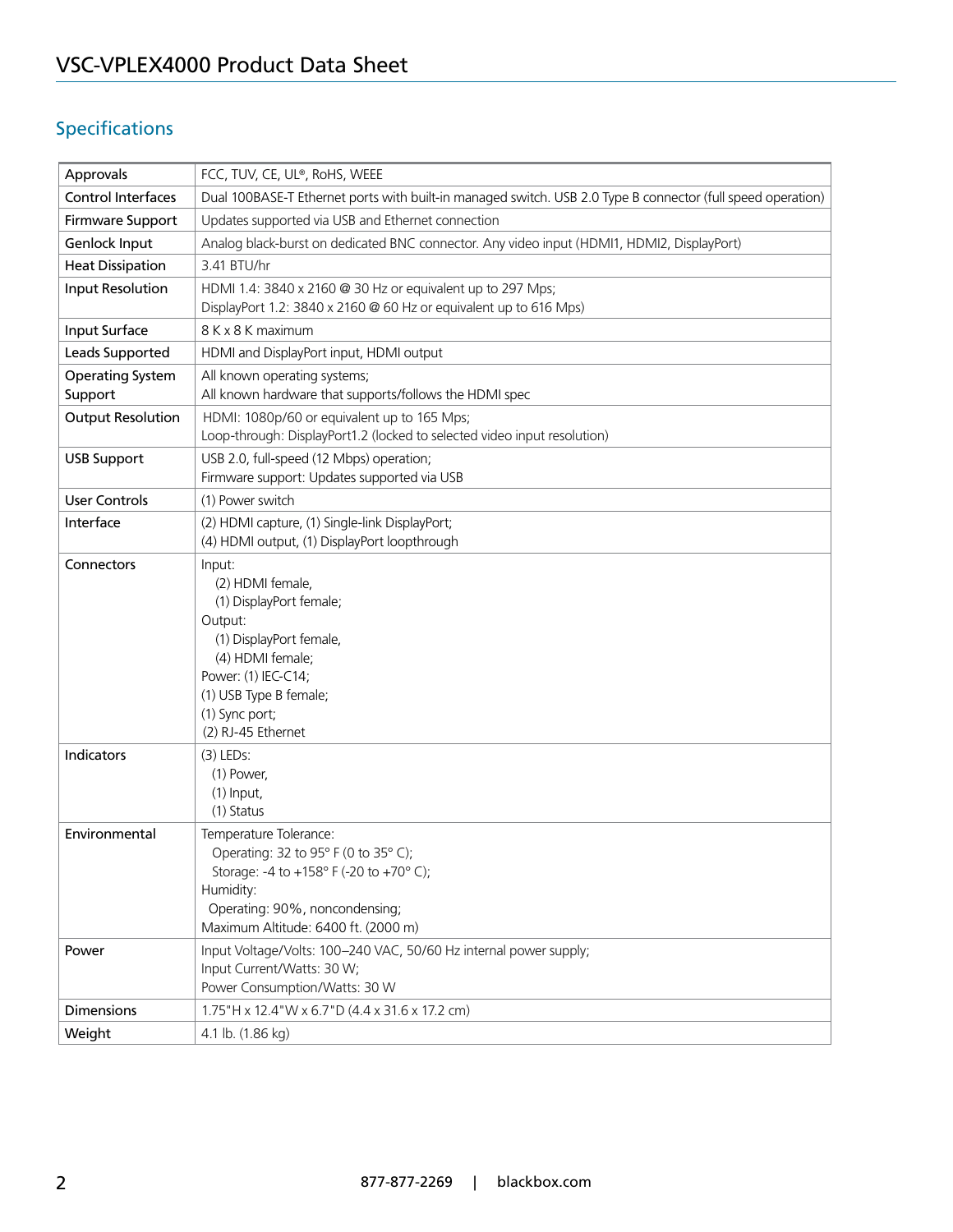## Specifications

| | |
|---|---|
| Approvals | FCC, TUV, CE, UL®, RoHS, WEEE |
| Control Interfaces | Dual 100BASE-T Ethernet ports with built-in managed switch. USB 2.0 Type B connector (full speed operation) |
| Firmware Support | Updates supported via USB and Ethernet connection |
| Genlock Input | Analog black-burst on dedicated BNC connector. Any video input (HDMI1, HDMI2, DisplayPort) |
| Heat Dissipation | 3.41 BTU/hr |
| Input Resolution | HDMI 1.4: 3840 x 2160 @ 30 Hz or equivalent up to 297 Mps;<br>DisplayPort 1.2: 3840 x 2160 @ 60 Hz or equivalent up to 616 Mps) |
| Input Surface | 8 K x 8 K maximum |
| Leads Supported | HDMI and DisplayPort input, HDMI output |
| Operating System Support | All known operating systems;<br>All known hardware that supports/follows the HDMI spec |
| Output Resolution | HDMI: 1080p/60 or equivalent up to 165 Mps;<br>Loop-through: DisplayPort1.2 (locked to selected video input resolution) |
| USB Support | USB 2.0, full-speed (12 Mbps) operation;<br>Firmware support: Updates supported via USB |
| User Controls | (1) Power switch |
| Interface | (2) HDMI capture, (1) Single-link DisplayPort;<br>(4) HDMI output, (1) DisplayPort loopthrough |
| Connectors | Input:<br>(2) HDMI female,<br>(1) DisplayPort female;<br>Output:<br>(1) DisplayPort female,<br>(4) HDMI female;<br>Power: (1) IEC-C14;<br>(1) USB Type B female;<br>(1) Sync port;<br>(2) RJ-45 Ethernet |
| Indicators | (3) LEDs:<br>(1) Power,<br>(1) Input,<br>(1) Status |
| Environmental | Temperature Tolerance:<br>Operating: 32 to 95° F (0 to 35° C);<br>Storage: -4 to +158° F (-20 to +70° C);<br>Humidity:<br>Operating: 90%, noncondensing;<br>Maximum Altitude: 6400 ft. (2000 m) |
| Power | Input Voltage/Volts: 100–240 VAC, 50/60 Hz internal power supply;<br>Input Current/Watts: 30 W;<br>Power Consumption/Watts: 30 W |
| Dimensions | 1.75"H x 12.4"W x 6.7"D (4.4 x 31.6 x 17.2 cm) |
| Weight | 4.1 lb. (1.86 kg) |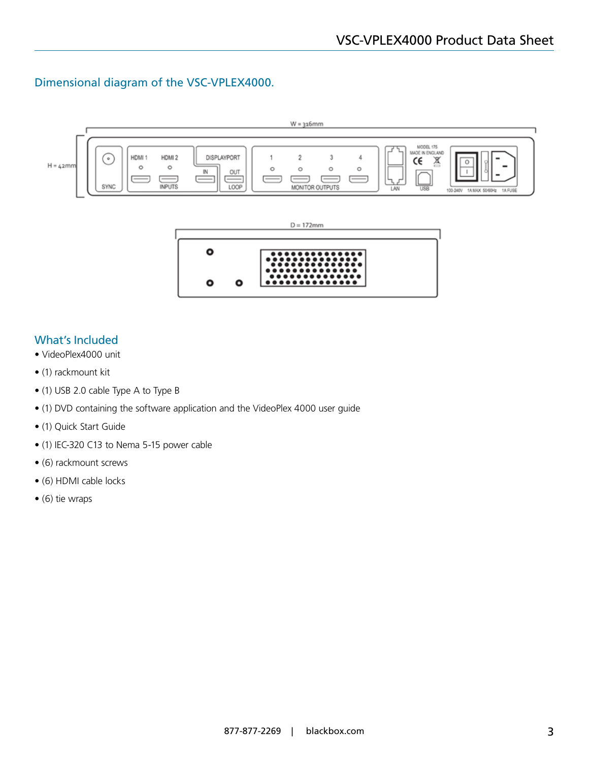## Dimensional diagram of the VSC-VPLEX4000.

## What's Included

- VideoPlex4000 unit
- (1) rackmount kit
- (1) USB 2.0 cable Type A to Type B
- (1) DVD containing the software application and the VideoPlex 4000 user guide
- (1) Quick Start Guide
- (1) IEC-320 C13 to Nema 5-15 power cable
- (6) rackmount screws
- (6) HDMI cable locks
- (6) tie wraps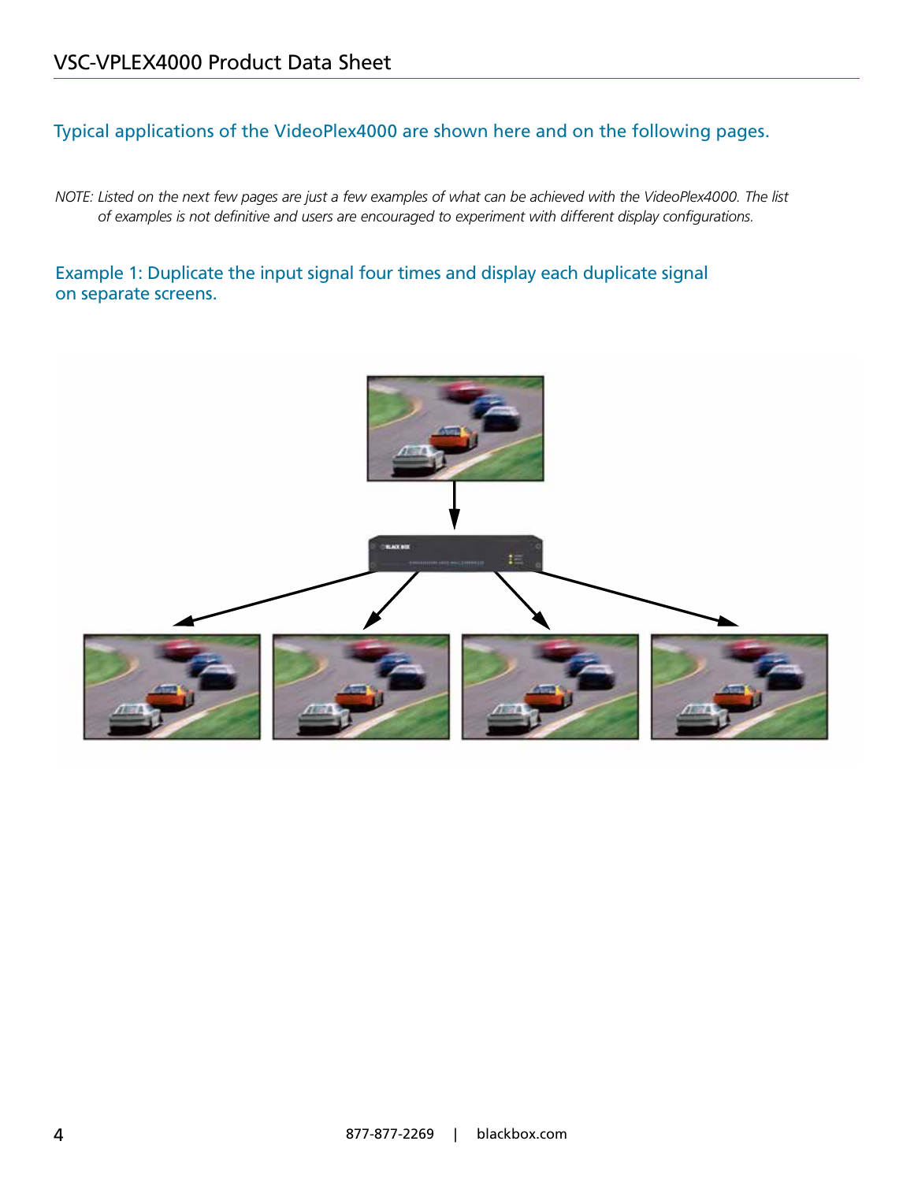Typical applications of the VideoPlex4000 are shown here and on the following pages.

*NOTE: Listed on the next few pages are just a few examples of what can be achieved with the VideoPlex4000. The list of examples is not definitive and users are encouraged to experiment with different display configurations.*

### Example 1: Duplicate the input signal four times and display each duplicate signal on separate screens.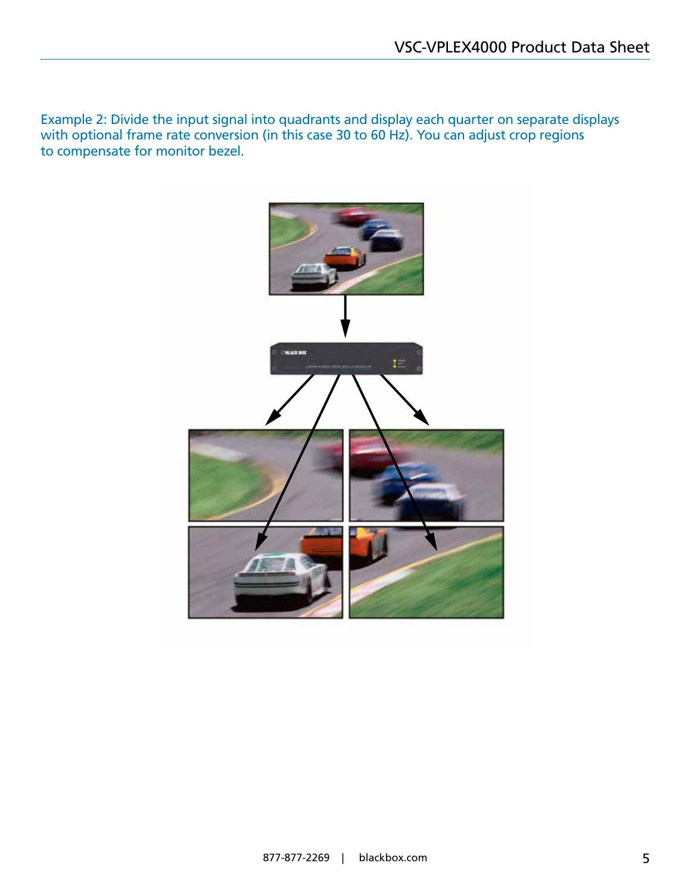Example 2: Divide the input signal into quadrants and display each quarter on separate displays with optional frame rate conversion (in this case 30 to 60 Hz). You can adjust crop regions to compensate for monitor bezel.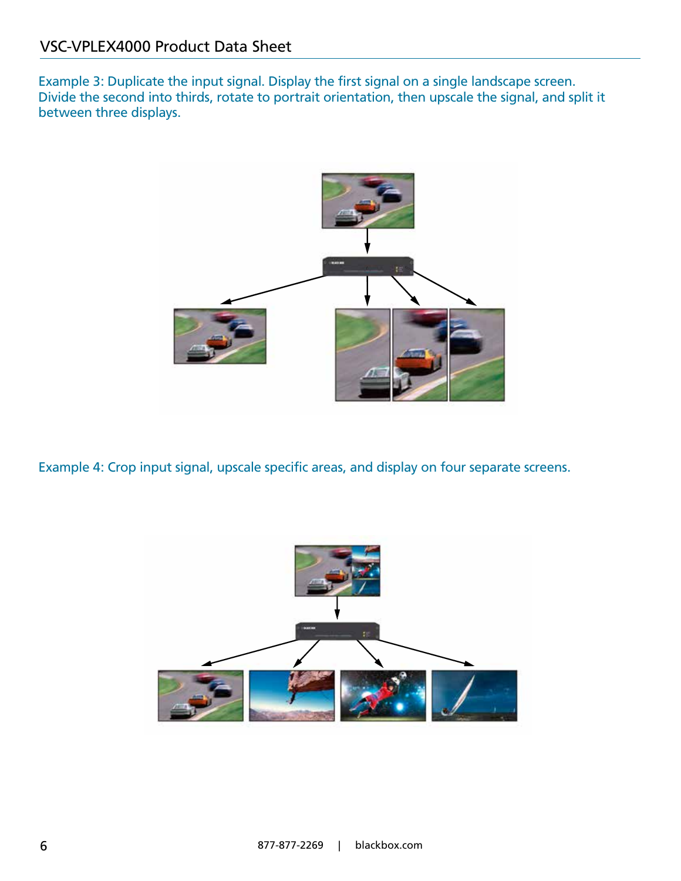Example 3: Duplicate the input signal. Display the first signal on a single landscape screen. Divide the second into thirds, rotate to portrait orientation, then upscale the signal, and split it between three displays.

Example 4: Crop input signal, upscale specific areas, and display on four separate screens.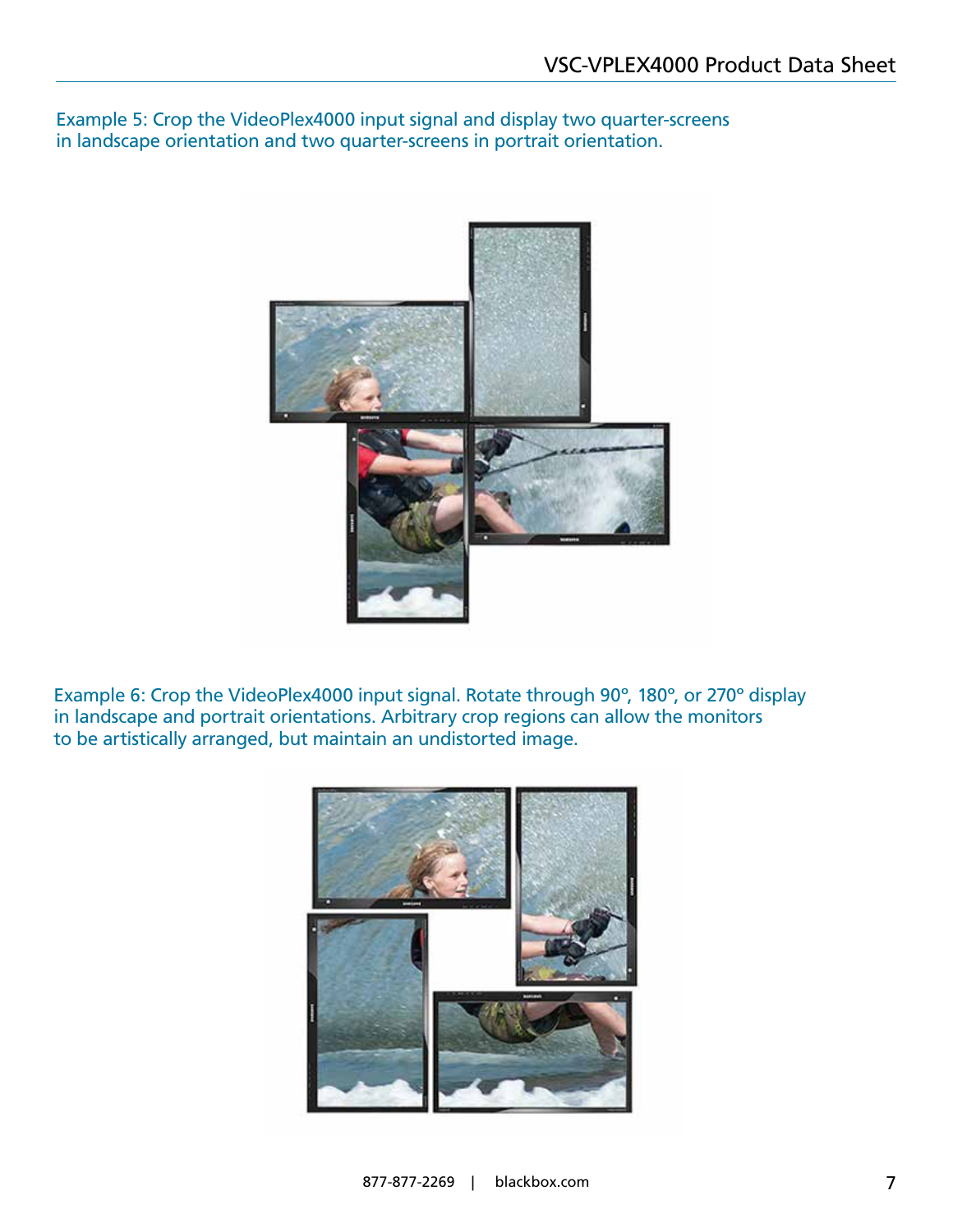Example 5: Crop the VideoPlex4000 input signal and display two quarter-screens in landscape orientation and two quarter-screens in portrait orientation.

Example 6: Crop the VideoPlex4000 input signal. Rotate through 90º, 180º, or 270º display in landscape and portrait orientations. Arbitrary crop regions can allow the monitors to be artistically arranged, but maintain an undistorted image.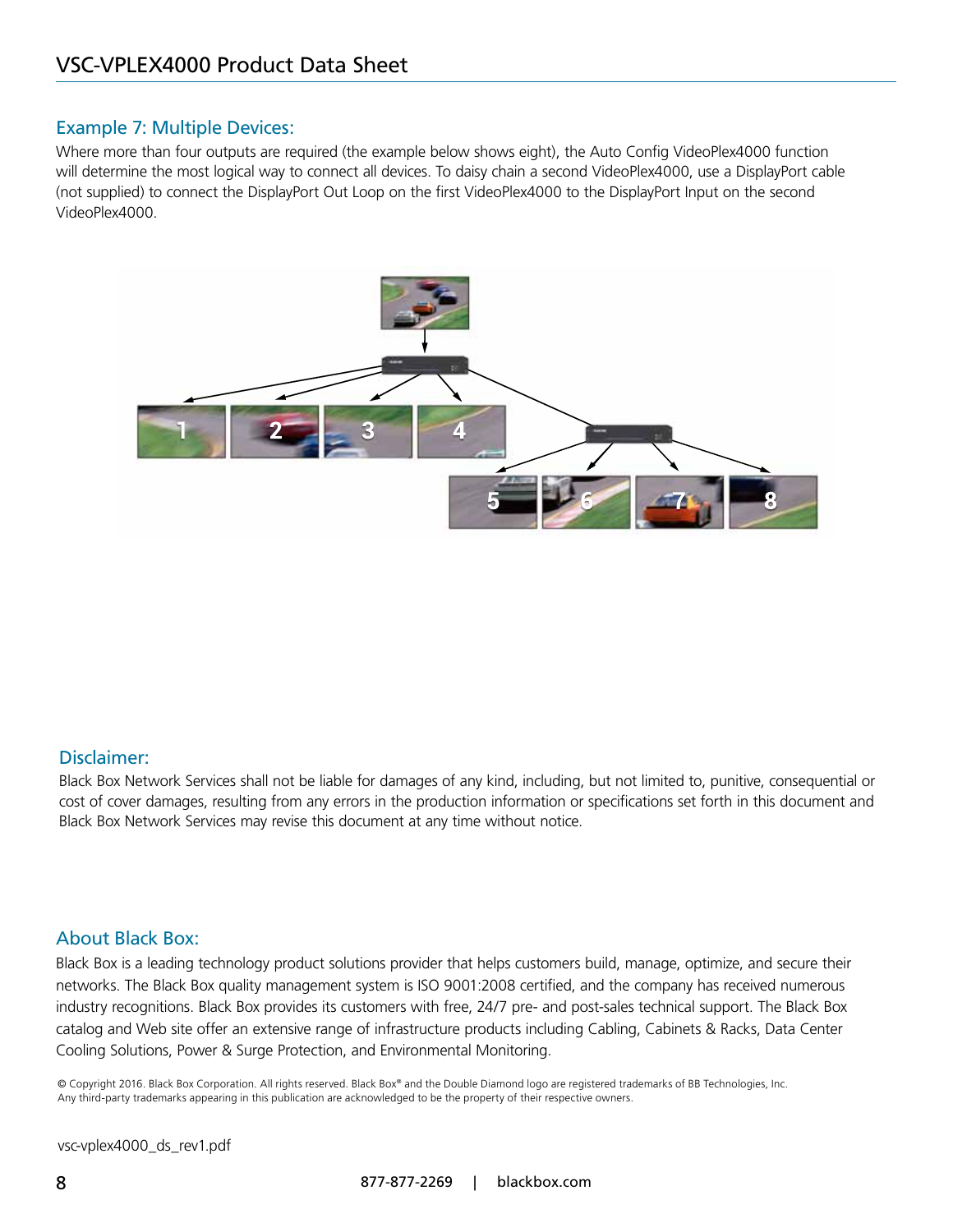## Example 7: Multiple Devices:

Where more than four outputs are required (the example below shows eight), the Auto Config VideoPlex4000 function will determine the most logical way to connect all devices. To daisy chain a second VideoPlex4000, use a DisplayPort cable (not supplied) to connect the DisplayPort Out Loop on the first VideoPlex4000 to the DisplayPort Input on the second VideoPlex4000.

1
2
3
4
5
6
7
8

## Disclaimer:

Black Box Network Services shall not be liable for damages of any kind, including, but not limited to, punitive, consequential or cost of cover damages, resulting from any errors in the production information or specifications set forth in this document and Black Box Network Services may revise this document at any time without notice.

## About Black Box:

Black Box is a leading technology product solutions provider that helps customers build, manage, optimize, and secure their networks. The Black Box quality management system is ISO 9001:2008 certified, and the company has received numerous industry recognitions. Black Box provides its customers with free, 24/7 pre- and post-sales technical support. The Black Box catalog and Web site offer an extensive range of infrastructure products including Cabling, Cabinets & Racks, Data Center Cooling Solutions, Power & Surge Protection, and Environmental Monitoring.

© Copyright 2016. Black Box Corporation. All rights reserved. Black Box® and the Double Diamond logo are registered trademarks of BB Technologies, Inc.
Any third-party trademarks appearing in this publication are acknowledged to be the property of their respective owners.

vsc-vplex4000_ds_rev1.pdf

877-877-2269 | blackbox.com